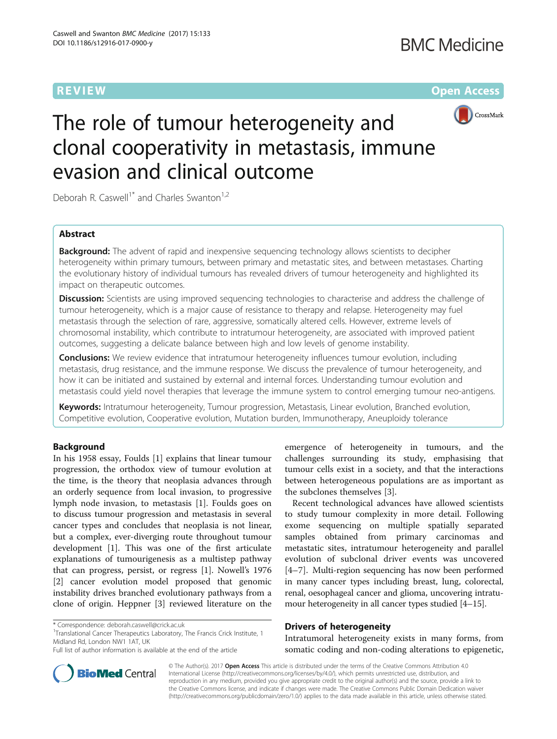REVIEW Open Access

# The role of tumour heterogeneity and clonal cooperativity in metastasis, immune evasion and clinical outcome

Deborah R. Caswell[1*] and Charles Swanton[1,2]

## Abstract

**Background:** The advent of rapid and inexpensive sequencing technology allows scientists to decipher heterogeneity within primary tumours, between primary and metastatic sites, and between metastases. Charting the evolutionary history of individual tumours has revealed drivers of tumour heterogeneity and highlighted its impact on therapeutic outcomes.

**Discussion:** Scientists are using improved sequencing technologies to characterise and address the challenge of tumour heterogeneity, which is a major cause of resistance to therapy and relapse. Heterogeneity may fuel metastasis through the selection of rare, aggressive, somatically altered cells. However, extreme levels of chromosomal instability, which contribute to intratumour heterogeneity, are associated with improved patient outcomes, suggesting a delicate balance between high and low levels of genome instability.

**Conclusions:** We review evidence that intratumour heterogeneity influences tumour evolution, including metastasis, drug resistance, and the immune response. We discuss the prevalence of tumour heterogeneity, and how it can be initiated and sustained by external and internal forces. Understanding tumour evolution and metastasis could yield novel therapies that leverage the immune system to control emerging tumour neo-antigens.

**Keywords:** Intratumour heterogeneity, Tumour progression, Metastasis, Linear evolution, Branched evolution, Competitive evolution, Cooperative evolution, Mutation burden, Immunotherapy, Aneuploidy tolerance

## Background

In his 1958 essay, Foulds [1] explains that linear tumour progression, the orthodox view of tumour evolution at the time, is the theory that neoplasia advances through an orderly sequence from local invasion, to progressive lymph node invasion, to metastasis [1]. Foulds goes on to discuss tumour progression and metastasis in several cancer types and concludes that neoplasia is not linear, but a complex, ever-diverging route throughout tumour development [1]. This was one of the first articulate explanations of tumourigenesis as a multistep pathway that can progress, persist, or regress [1]. Nowell's 1976 [2] cancer evolution model proposed that genomic instability drives branched evolutionary pathways from a clone of origin. Heppner [3] reviewed literature on the emergence of heterogeneity in tumours, and the challenges surrounding its study, emphasising that tumour cells exist in a society, and that the interactions between heterogeneous populations are as important as the subclones themselves [3].

Recent technological advances have allowed scientists to study tumour complexity in more detail. Following exome sequencing on multiple spatially separated samples obtained from primary carcinomas and metastatic sites, intratumour heterogeneity and parallel evolution of subclonal driver events was uncovered [4–7]. Multi-region sequencing has now been performed in many cancer types including breast, lung, colorectal, renal, oesophageal cancer and glioma, uncovering intratumour heterogeneity in all cancer types studied [4–15].

## Drivers of heterogeneity

Intratumoral heterogeneity exists in many forms, from somatic coding and non-coding alterations to epigenetic,

\* Correspondence: deborah.caswell@crick.ac.uk
[1]Translational Cancer Therapeutics Laboratory, The Francis Crick Institute, 1 Midland Rd, London NW1 1AT, UK
Full list of author information is available at the end of the article

© The Author(s). 2017 **Open Access** This article is distributed under the terms of the Creative Commons Attribution 4.0 International License (http://creativecommons.org/licenses/by/4.0/), which permits unrestricted use, distribution, and reproduction in any medium, provided you give appropriate credit to the original author(s) and the source, provide a link to the Creative Commons license, and indicate if changes were made. The Creative Commons Public Domain Dedication waiver (http://creativecommons.org/publicdomain/zero/1.0/) applies to the data made available in this article, unless otherwise stated.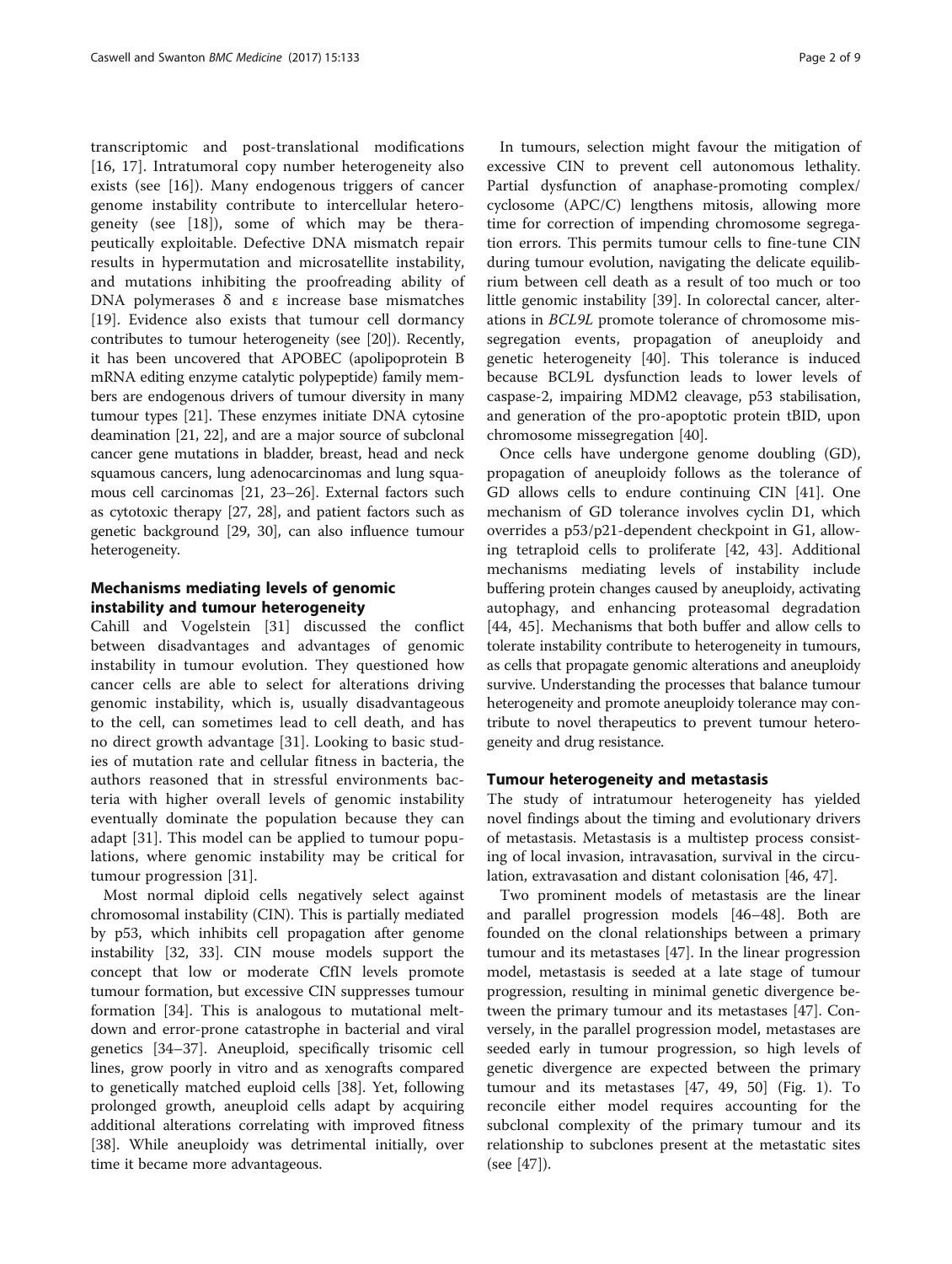transcriptomic and post-translational modifications [16, 17]. Intratumoral copy number heterogeneity also exists (see [16]). Many endogenous triggers of cancer genome instability contribute to intercellular heterogeneity (see [18]), some of which may be therapeutically exploitable. Defective DNA mismatch repair results in hypermutation and microsatellite instability, and mutations inhibiting the proofreading ability of DNA polymerases δ and ε increase base mismatches [19]. Evidence also exists that tumour cell dormancy contributes to tumour heterogeneity (see [20]). Recently, it has been uncovered that APOBEC (apolipoprotein B mRNA editing enzyme catalytic polypeptide) family members are endogenous drivers of tumour diversity in many tumour types [21]. These enzymes initiate DNA cytosine deamination [21, 22], and are a major source of subclonal cancer gene mutations in bladder, breast, head and neck squamous cancers, lung adenocarcinomas and lung squamous cell carcinomas [21, 23–26]. External factors such as cytotoxic therapy [27, 28], and patient factors such as genetic background [29, 30], can also influence tumour heterogeneity.

## Mechanisms mediating levels of genomic instability and tumour heterogeneity

Cahill and Vogelstein [31] discussed the conflict between disadvantages and advantages of genomic instability in tumour evolution. They questioned how cancer cells are able to select for alterations driving genomic instability, which is, usually disadvantageous to the cell, can sometimes lead to cell death, and has no direct growth advantage [31]. Looking to basic studies of mutation rate and cellular fitness in bacteria, the authors reasoned that in stressful environments bacteria with higher overall levels of genomic instability eventually dominate the population because they can adapt [31]. This model can be applied to tumour populations, where genomic instability may be critical for tumour progression [31].

Most normal diploid cells negatively select against chromosomal instability (CIN). This is partially mediated by p53, which inhibits cell propagation after genome instability [32, 33]. CIN mouse models support the concept that low or moderate CfIN levels promote tumour formation, but excessive CIN suppresses tumour formation [34]. This is analogous to mutational meltdown and error-prone catastrophe in bacterial and viral genetics [34–37]. Aneuploid, specifically trisomic cell lines, grow poorly in vitro and as xenografts compared to genetically matched euploid cells [38]. Yet, following prolonged growth, aneuploid cells adapt by acquiring additional alterations correlating with improved fitness [38]. While aneuploidy was detrimental initially, over time it became more advantageous.

In tumours, selection might favour the mitigation of excessive CIN to prevent cell autonomous lethality. Partial dysfunction of anaphase-promoting complex/cyclosome (APC/C) lengthens mitosis, allowing more time for correction of impending chromosome segregation errors. This permits tumour cells to fine-tune CIN during tumour evolution, navigating the delicate equilibrium between cell death as a result of too much or too little genomic instability [39]. In colorectal cancer, alterations in *BCL9L* promote tolerance of chromosome missegregation events, propagation of aneuploidy and genetic heterogeneity [40]. This tolerance is induced because BCL9L dysfunction leads to lower levels of caspase-2, impairing MDM2 cleavage, p53 stabilisation, and generation of the pro-apoptotic protein tBID, upon chromosome missegregation [40].

Once cells have undergone genome doubling (GD), propagation of aneuploidy follows as the tolerance of GD allows cells to endure continuing CIN [41]. One mechanism of GD tolerance involves cyclin D1, which overrides a p53/p21-dependent checkpoint in G1, allowing tetraploid cells to proliferate [42, 43]. Additional mechanisms mediating levels of instability include buffering protein changes caused by aneuploidy, activating autophagy, and enhancing proteasomal degradation [44, 45]. Mechanisms that both buffer and allow cells to tolerate instability contribute to heterogeneity in tumours, as cells that propagate genomic alterations and aneuploidy survive. Understanding the processes that balance tumour heterogeneity and promote aneuploidy tolerance may contribute to novel therapeutics to prevent tumour heterogeneity and drug resistance.

## Tumour heterogeneity and metastasis

The study of intratumour heterogeneity has yielded novel findings about the timing and evolutionary drivers of metastasis. Metastasis is a multistep process consisting of local invasion, intravasation, survival in the circulation, extravasation and distant colonisation [46, 47].

Two prominent models of metastasis are the linear and parallel progression models [46–48]. Both are founded on the clonal relationships between a primary tumour and its metastases [47]. In the linear progression model, metastasis is seeded at a late stage of tumour progression, resulting in minimal genetic divergence between the primary tumour and its metastases [47]. Conversely, in the parallel progression model, metastases are seeded early in tumour progression, so high levels of genetic divergence are expected between the primary tumour and its metastases [47, 49, 50] (Fig. 1). To reconcile either model requires accounting for the subclonal complexity of the primary tumour and its relationship to subclones present at the metastatic sites (see [47]).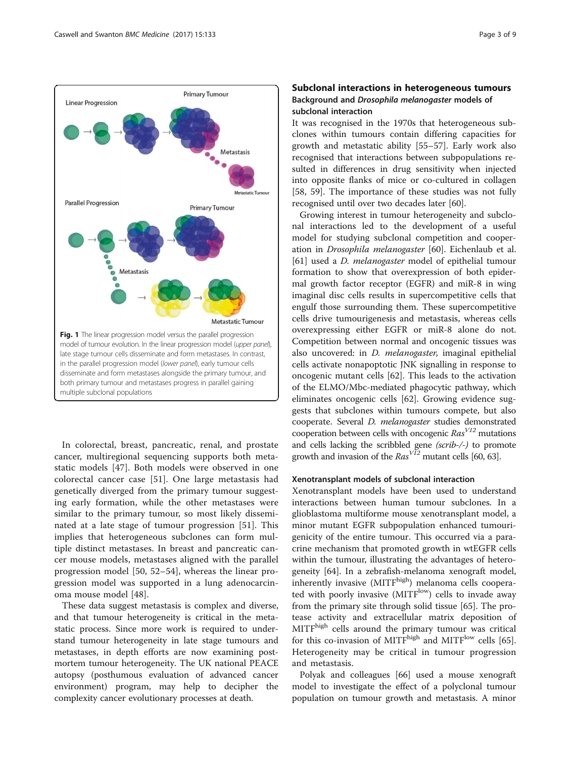Fig. 1 The linear progression model versus the parallel progression model of tumour evolution. In the linear progression model (*upper panel*), late stage tumour cells disseminate and form metastases. In contrast, in the parallel progression model (*lower panel*), early tumour cells disseminate and form metastases alongside the primary tumour, and both primary tumour and metastases progress in parallel gaining multiple subclonal populations

In colorectal, breast, pancreatic, renal, and prostate cancer, multiregional sequencing supports both metastatic models [47]. Both models were observed in one colorectal cancer case [51]. One large metastasis had genetically diverged from the primary tumour suggesting early formation, while the other metastases were similar to the primary tumour, so most likely disseminated at a late stage of tumour progression [51]. This implies that heterogeneous subclones can form multiple distinct metastases. In breast and pancreatic cancer mouse models, metastases aligned with the parallel progression model [50, 52–54], whereas the linear progression model was supported in a lung adenocarcinoma mouse model [48].

These data suggest metastasis is complex and diverse, and that tumour heterogeneity is critical in the metastatic process. Since more work is required to understand tumour heterogeneity in late stage tumours and metastases, in depth efforts are now examining postmortem tumour heterogeneity. The UK national PEACE autopsy (posthumous evaluation of advanced cancer environment) program, may help to decipher the complexity cancer evolutionary processes at death.

## Subclonal interactions in heterogeneous tumours

### Background and *Drosophila melanogaster* models of subclonal interaction

It was recognised in the 1970s that heterogeneous subclones within tumours contain differing capacities for growth and metastatic ability [55–57]. Early work also recognised that interactions between subpopulations resulted in differences in drug sensitivity when injected into opposite flanks of mice or co-cultured in collagen [58, 59]. The importance of these studies was not fully recognised until over two decades later [60].

Growing interest in tumour heterogeneity and subclonal interactions led to the development of a useful model for studying subclonal competition and cooperation in *Drosophila melanogaster* [60]. Eichenlaub et al. [61] used a *D. melanogaster* model of epithelial tumour formation to show that overexpression of both epidermal growth factor receptor (EGFR) and miR-8 in wing imaginal disc cells results in supercompetitive cells that engulf those surrounding them. These supercompetitive cells drive tumourigenesis and metastasis, whereas cells overexpressing either EGFR or miR-8 alone do not. Competition between normal and oncogenic tissues was also uncovered: in *D. melanogaster*, imaginal epithelial cells activate nonapoptotic JNK signalling in response to oncogenic mutant cells [62]. This leads to the activation of the ELMO/Mbc-mediated phagocytic pathway, which eliminates oncogenic cells [62]. Growing evidence suggests that subclones within tumours compete, but also cooperate. Several *D. melanogaster* studies demonstrated cooperation between cells with oncogenic $Ras^{V12}$ mutations and cells lacking the scribbled gene *(scrib-/-)* to promote growth and invasion of the $Ras^{V12}$ mutant cells [60, 63].

### Xenotransplant models of subclonal interaction

Xenotransplant models have been used to understand interactions between human tumour subclones. In a glioblastoma multiforme mouse xenotransplant model, a minor mutant EGFR subpopulation enhanced tumourigenicity of the entire tumour. This occurred via a paracrine mechanism that promoted growth in wtEGFR cells within the tumour, illustrating the advantages of heterogeneity [64]. In a zebrafish-melanoma xenograft model, inherently invasive ($MITF^{high}$) melanoma cells cooperated with poorly invasive ($MITF^{low}$) cells to invade away from the primary site through solid tissue [65]. The protease activity and extracellular matrix deposition of $MITF^{high}$ cells around the primary tumour was critical for this co-invasion of $MITF^{high}$ and $MITF^{low}$ cells [65]. Heterogeneity may be critical in tumour progression and metastasis.

Polyak and colleagues [66] used a mouse xenograft model to investigate the effect of a polyclonal tumour population on tumour growth and metastasis. A minor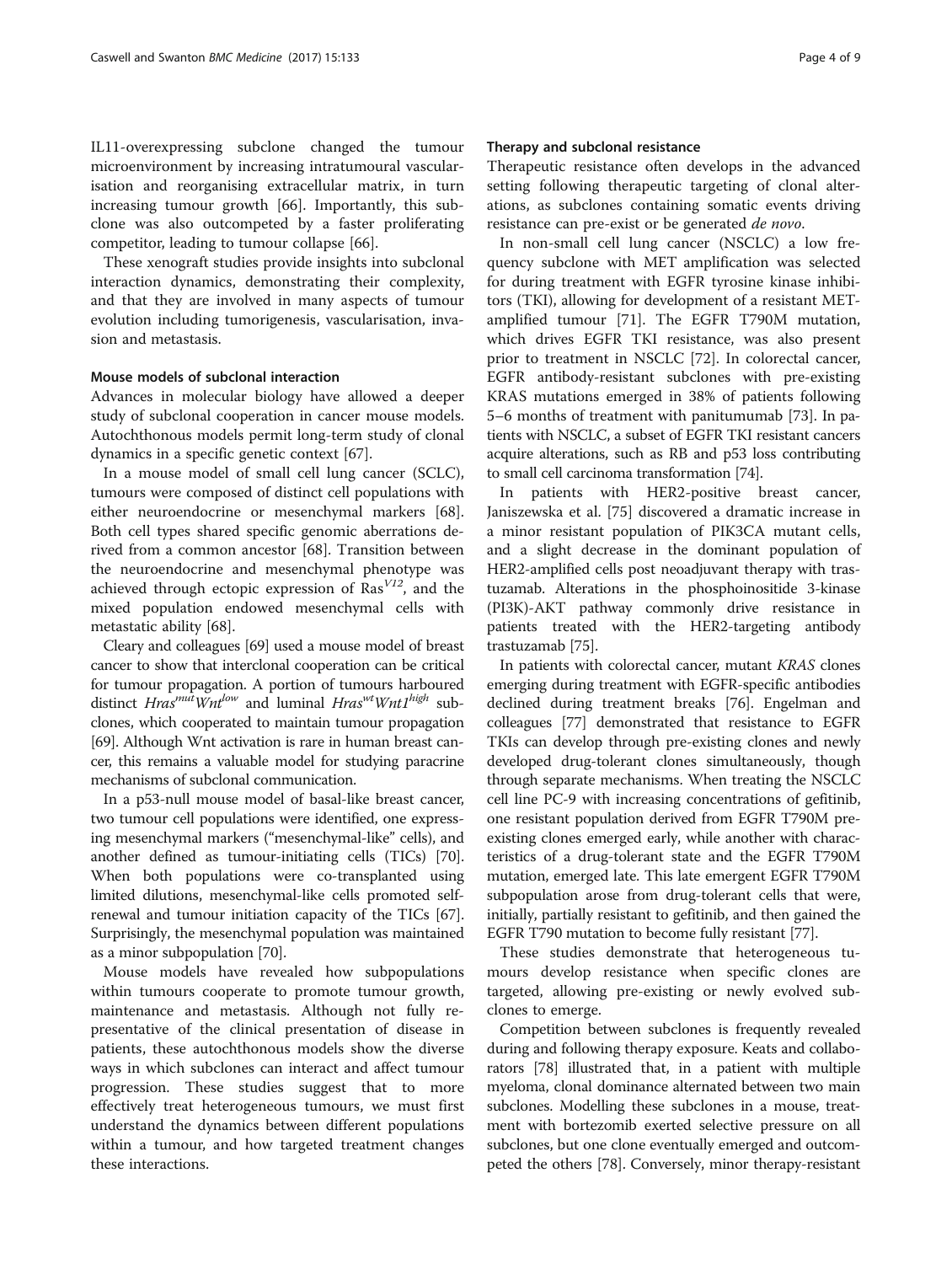IL11-overexpressing subclone changed the tumour microenvironment by increasing intratumoural vascularisation and reorganising extracellular matrix, in turn increasing tumour growth [66]. Importantly, this subclone was also outcompeted by a faster proliferating competitor, leading to tumour collapse [66].

These xenograft studies provide insights into subclonal interaction dynamics, demonstrating their complexity, and that they are involved in many aspects of tumour evolution including tumorigenesis, vascularisation, invasion and metastasis.

## Mouse models of subclonal interaction

Advances in molecular biology have allowed a deeper study of subclonal cooperation in cancer mouse models. Autochthonous models permit long-term study of clonal dynamics in a specific genetic context [67].

In a mouse model of small cell lung cancer (SCLC), tumours were composed of distinct cell populations with either neuroendocrine or mesenchymal markers [68]. Both cell types shared specific genomic aberrations derived from a common ancestor [68]. Transition between the neuroendocrine and mesenchymal phenotype was achieved through ectopic expression of $Ras^{V12}$, and the mixed population endowed mesenchymal cells with metastatic ability [68].

Cleary and colleagues [69] used a mouse model of breast cancer to show that interclonal cooperation can be critical for tumour propagation. A portion of tumours harboured distinct $Hras^{mut}Wnt^{low}$ and luminal $Hras^{wt}Wnt1^{high}$ subclones, which cooperated to maintain tumour propagation [69]. Although Wnt activation is rare in human breast cancer, this remains a valuable model for studying paracrine mechanisms of subclonal communication.

In a p53-null mouse model of basal-like breast cancer, two tumour cell populations were identified, one expressing mesenchymal markers ("mesenchymal-like" cells), and another defined as tumour-initiating cells (TICs) [70]. When both populations were co-transplanted using limited dilutions, mesenchymal-like cells promoted self-renewal and tumour initiation capacity of the TICs [67]. Surprisingly, the mesenchymal population was maintained as a minor subpopulation [70].

Mouse models have revealed how subpopulations within tumours cooperate to promote tumour growth, maintenance and metastasis. Although not fully representative of the clinical presentation of disease in patients, these autochthonous models show the diverse ways in which subclones can interact and affect tumour progression. These studies suggest that to more effectively treat heterogeneous tumours, we must first understand the dynamics between different populations within a tumour, and how targeted treatment changes these interactions.

## Therapy and subclonal resistance

Therapeutic resistance often develops in the advanced setting following therapeutic targeting of clonal alterations, as subclones containing somatic events driving resistance can pre-exist or be generated *de novo*.

In non-small cell lung cancer (NSCLC) a low frequency subclone with MET amplification was selected for during treatment with EGFR tyrosine kinase inhibitors (TKI), allowing for development of a resistant MET-amplified tumour [71]. The EGFR T790M mutation, which drives EGFR TKI resistance, was also present prior to treatment in NSCLC [72]. In colorectal cancer, EGFR antibody-resistant subclones with pre-existing KRAS mutations emerged in 38% of patients following 5–6 months of treatment with panitumumab [73]. In patients with NSCLC, a subset of EGFR TKI resistant cancers acquire alterations, such as RB and p53 loss contributing to small cell carcinoma transformation [74].

In patients with HER2-positive breast cancer, Janiszewska et al. [75] discovered a dramatic increase in a minor resistant population of PIK3CA mutant cells, and a slight decrease in the dominant population of HER2-amplified cells post neoadjuvant therapy with trastuzamab. Alterations in the phosphoinositide 3-kinase (PI3K)-AKT pathway commonly drive resistance in patients treated with the HER2-targeting antibody trastuzamab [75].

In patients with colorectal cancer, mutant *KRAS* clones emerging during treatment with EGFR-specific antibodies declined during treatment breaks [76]. Engelman and colleagues [77] demonstrated that resistance to EGFR TKIs can develop through pre-existing clones and newly developed drug-tolerant clones simultaneously, though through separate mechanisms. When treating the NSCLC cell line PC-9 with increasing concentrations of gefitinib, one resistant population derived from EGFR T790M pre-existing clones emerged early, while another with characteristics of a drug-tolerant state and the EGFR T790M mutation, emerged late. This late emergent EGFR T790M subpopulation arose from drug-tolerant cells that were, initially, partially resistant to gefitinib, and then gained the EGFR T790 mutation to become fully resistant [77].

These studies demonstrate that heterogeneous tumours develop resistance when specific clones are targeted, allowing pre-existing or newly evolved subclones to emerge.

Competition between subclones is frequently revealed during and following therapy exposure. Keats and collaborators [78] illustrated that, in a patient with multiple myeloma, clonal dominance alternated between two main subclones. Modelling these subclones in a mouse, treatment with bortezomib exerted selective pressure on all subclones, but one clone eventually emerged and outcompeted the others [78]. Conversely, minor therapy-resistant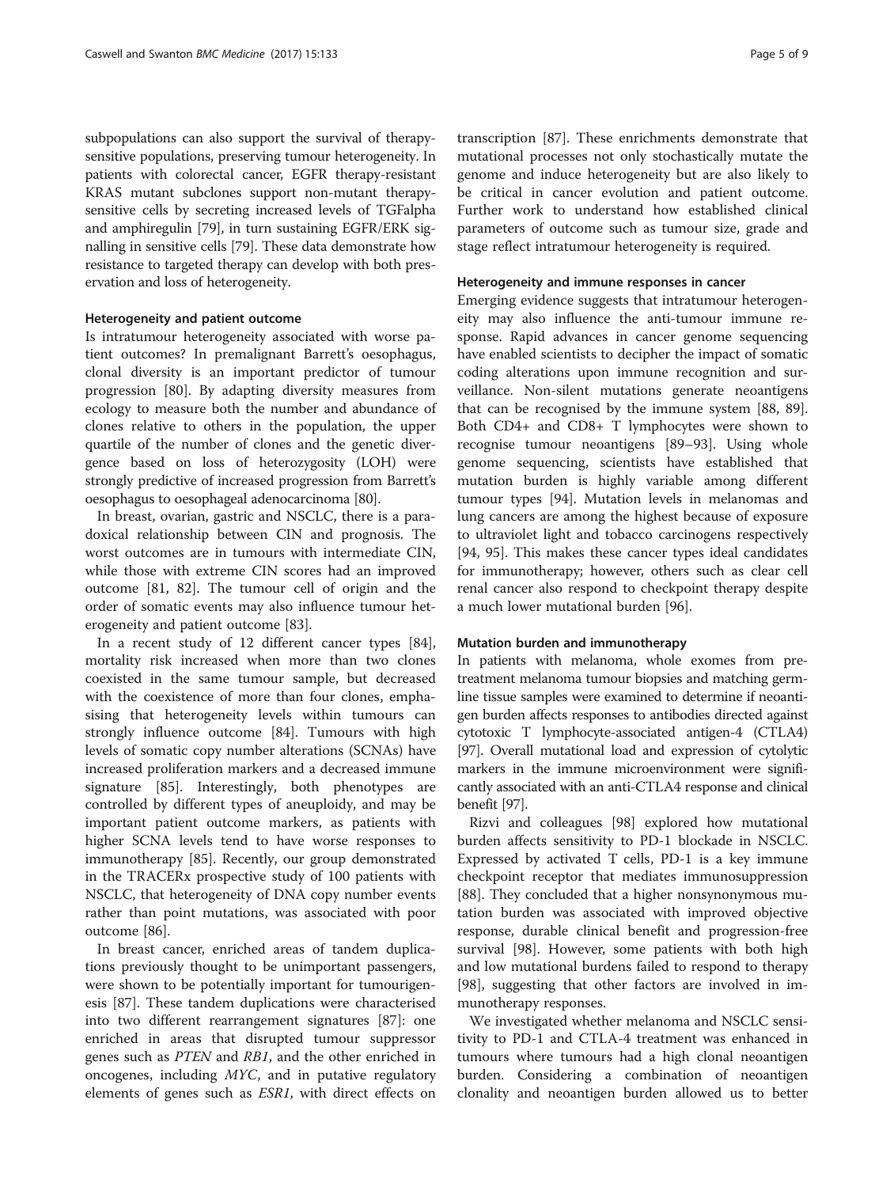subpopulations can also support the survival of therapy-sensitive populations, preserving tumour heterogeneity. In patients with colorectal cancer, EGFR therapy-resistant KRAS mutant subclones support non-mutant therapy-sensitive cells by secreting increased levels of TGFalpha and amphiregulin [79], in turn sustaining EGFR/ERK signalling in sensitive cells [79]. These data demonstrate how resistance to targeted therapy can develop with both preservation and loss of heterogeneity.

### Heterogeneity and patient outcome

Is intratumour heterogeneity associated with worse patient outcomes? In premalignant Barrett's oesophagus, clonal diversity is an important predictor of tumour progression [80]. By adapting diversity measures from ecology to measure both the number and abundance of clones relative to others in the population, the upper quartile of the number of clones and the genetic divergence based on loss of heterozygosity (LOH) were strongly predictive of increased progression from Barrett's oesophagus to oesophageal adenocarcinoma [80].

In breast, ovarian, gastric and NSCLC, there is a paradoxical relationship between CIN and prognosis. The worst outcomes are in tumours with intermediate CIN, while those with extreme CIN scores had an improved outcome [81, 82]. The tumour cell of origin and the order of somatic events may also influence tumour heterogeneity and patient outcome [83].

In a recent study of 12 different cancer types [84], mortality risk increased when more than two clones coexisted in the same tumour sample, but decreased with the coexistence of more than four clones, emphasising that heterogeneity levels within tumours can strongly influence outcome [84]. Tumours with high levels of somatic copy number alterations (SCNAs) have increased proliferation markers and a decreased immune signature [85]. Interestingly, both phenotypes are controlled by different types of aneuploidy, and may be important patient outcome markers, as patients with higher SCNA levels tend to have worse responses to immunotherapy [85]. Recently, our group demonstrated in the TRACERx prospective study of 100 patients with NSCLC, that heterogeneity of DNA copy number events rather than point mutations, was associated with poor outcome [86].

In breast cancer, enriched areas of tandem duplications previously thought to be unimportant passengers, were shown to be potentially important for tumourigenesis [87]. These tandem duplications were characterised into two different rearrangement signatures [87]: one enriched in areas that disrupted tumour suppressor genes such as *PTEN* and *RB1*, and the other enriched in oncogenes, including *MYC*, and in putative regulatory elements of genes such as *ESR1*, with direct effects on transcription [87]. These enrichments demonstrate that mutational processes not only stochastically mutate the genome and induce heterogeneity but are also likely to be critical in cancer evolution and patient outcome. Further work to understand how established clinical parameters of outcome such as tumour size, grade and stage reflect intratumour heterogeneity is required.

### Heterogeneity and immune responses in cancer

Emerging evidence suggests that intratumour heterogeneity may also influence the anti-tumour immune response. Rapid advances in cancer genome sequencing have enabled scientists to decipher the impact of somatic coding alterations upon immune recognition and surveillance. Non-silent mutations generate neoantigens that can be recognised by the immune system [88, 89]. Both CD4+ and CD8+ T lymphocytes were shown to recognise tumour neoantigens [89–93]. Using whole genome sequencing, scientists have established that mutation burden is highly variable among different tumour types [94]. Mutation levels in melanomas and lung cancers are among the highest because of exposure to ultraviolet light and tobacco carcinogens respectively [94, 95]. This makes these cancer types ideal candidates for immunotherapy; however, others such as clear cell renal cancer also respond to checkpoint therapy despite a much lower mutational burden [96].

### Mutation burden and immunotherapy

In patients with melanoma, whole exomes from pretreatment melanoma tumour biopsies and matching germline tissue samples were examined to determine if neoantigen burden affects responses to antibodies directed against cytotoxic T lymphocyte-associated antigen-4 (CTLA4) [97]. Overall mutational load and expression of cytolytic markers in the immune microenvironment were significantly associated with an anti-CTLA4 response and clinical benefit [97].

Rizvi and colleagues [98] explored how mutational burden affects sensitivity to PD-1 blockade in NSCLC. Expressed by activated T cells, PD-1 is a key immune checkpoint receptor that mediates immunosuppression [88]. They concluded that a higher nonsynonymous mutation burden was associated with improved objective response, durable clinical benefit and progression-free survival [98]. However, some patients with both high and low mutational burdens failed to respond to therapy [98], suggesting that other factors are involved in immunotherapy responses.

We investigated whether melanoma and NSCLC sensitivity to PD-1 and CTLA-4 treatment was enhanced in tumours where tumours had a high clonal neoantigen burden. Considering a combination of neoantigen clonality and neoantigen burden allowed us to better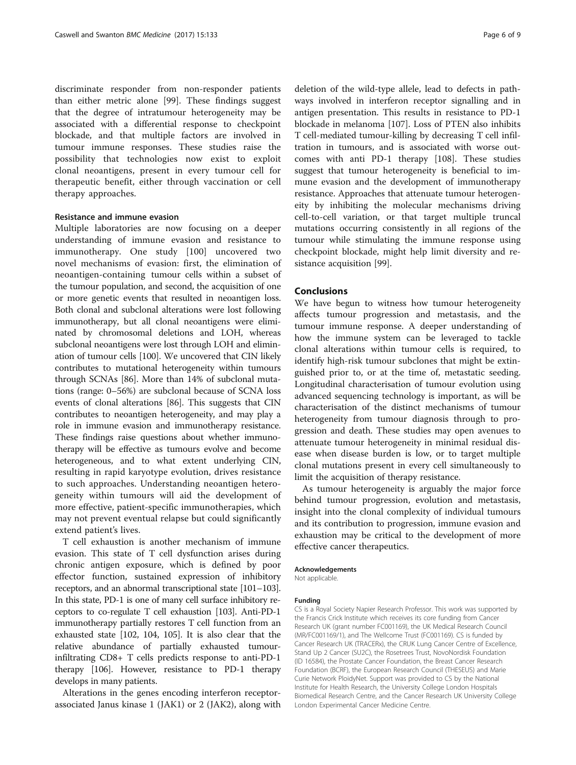discriminate responder from non-responder patients than either metric alone [99]. These findings suggest that the degree of intratumour heterogeneity may be associated with a differential response to checkpoint blockade, and that multiple factors are involved in tumour immune responses. These studies raise the possibility that technologies now exist to exploit clonal neoantigens, present in every tumour cell for therapeutic benefit, either through vaccination or cell therapy approaches.

### Resistance and immune evasion

Multiple laboratories are now focusing on a deeper understanding of immune evasion and resistance to immunotherapy. One study [100] uncovered two novel mechanisms of evasion: first, the elimination of neoantigen-containing tumour cells within a subset of the tumour population, and second, the acquisition of one or more genetic events that resulted in neoantigen loss. Both clonal and subclonal alterations were lost following immunotherapy, but all clonal neoantigens were eliminated by chromosomal deletions and LOH, whereas subclonal neoantigens were lost through LOH and elimination of tumour cells [100]. We uncovered that CIN likely contributes to mutational heterogeneity within tumours through SCNAs [86]. More than 14% of subclonal mutations (range: 0–56%) are subclonal because of SCNA loss events of clonal alterations [86]. This suggests that CIN contributes to neoantigen heterogeneity, and may play a role in immune evasion and immunotherapy resistance. These findings raise questions about whether immunotherapy will be effective as tumours evolve and become heterogeneous, and to what extent underlying CIN, resulting in rapid karyotype evolution, drives resistance to such approaches. Understanding neoantigen heterogeneity within tumours will aid the development of more effective, patient-specific immunotherapies, which may not prevent eventual relapse but could significantly extend patient's lives.

T cell exhaustion is another mechanism of immune evasion. This state of T cell dysfunction arises during chronic antigen exposure, which is defined by poor effector function, sustained expression of inhibitory receptors, and an abnormal transcriptional state [101–103]. In this state, PD-1 is one of many cell surface inhibitory receptors to co-regulate T cell exhaustion [103]. Anti-PD-1 immunotherapy partially restores T cell function from an exhausted state [102, 104, 105]. It is also clear that the relative abundance of partially exhausted tumour-infiltrating CD8+ T cells predicts response to anti-PD-1 therapy [106]. However, resistance to PD-1 therapy develops in many patients.

Alterations in the genes encoding interferon receptor-associated Janus kinase 1 (JAK1) or 2 (JAK2), along with deletion of the wild-type allele, lead to defects in pathways involved in interferon receptor signalling and in antigen presentation. This results in resistance to PD-1 blockade in melanoma [107]. Loss of PTEN also inhibits T cell-mediated tumour-killing by decreasing T cell infiltration in tumours, and is associated with worse outcomes with anti PD-1 therapy [108]. These studies suggest that tumour heterogeneity is beneficial to immune evasion and the development of immunotherapy resistance. Approaches that attenuate tumour heterogeneity by inhibiting the molecular mechanisms driving cell-to-cell variation, or that target multiple truncal mutations occurring consistently in all regions of the tumour while stimulating the immune response using checkpoint blockade, might help limit diversity and resistance acquisition [99].

## Conclusions

We have begun to witness how tumour heterogeneity affects tumour progression and metastasis, and the tumour immune response. A deeper understanding of how the immune system can be leveraged to tackle clonal alterations within tumour cells is required, to identify high-risk tumour subclones that might be extinguished prior to, or at the time of, metastatic seeding. Longitudinal characterisation of tumour evolution using advanced sequencing technology is important, as will be characterisation of the distinct mechanisms of tumour heterogeneity from tumour diagnosis through to progression and death. These studies may open avenues to attenuate tumour heterogeneity in minimal residual disease when disease burden is low, or to target multiple clonal mutations present in every cell simultaneously to limit the acquisition of therapy resistance.

As tumour heterogeneity is arguably the major force behind tumour progression, evolution and metastasis, insight into the clonal complexity of individual tumours and its contribution to progression, immune evasion and exhaustion may be critical to the development of more effective cancer therapeutics.

#### Acknowledgements

Not applicable.

#### Funding

CS is a Royal Society Napier Research Professor. This work was supported by the Francis Crick Institute which receives its core funding from Cancer Research UK (grant number FC001169), the UK Medical Research Council (MR/FC001169/1), and The Wellcome Trust (FC001169). CS is funded by Cancer Research UK (TRACERx), the CRUK Lung Cancer Centre of Excellence, Stand Up 2 Cancer (SU2C), the Rosetrees Trust, NovoNordisk Foundation (ID 16584), the Prostate Cancer Foundation, the Breast Cancer Research Foundation (BCRF), the European Research Council (THESEUS) and Marie Curie Network PloidyNet. Support was provided to CS by the National Institute for Health Research, the University College London Hospitals Biomedical Research Centre, and the Cancer Research UK University College London Experimental Cancer Medicine Centre.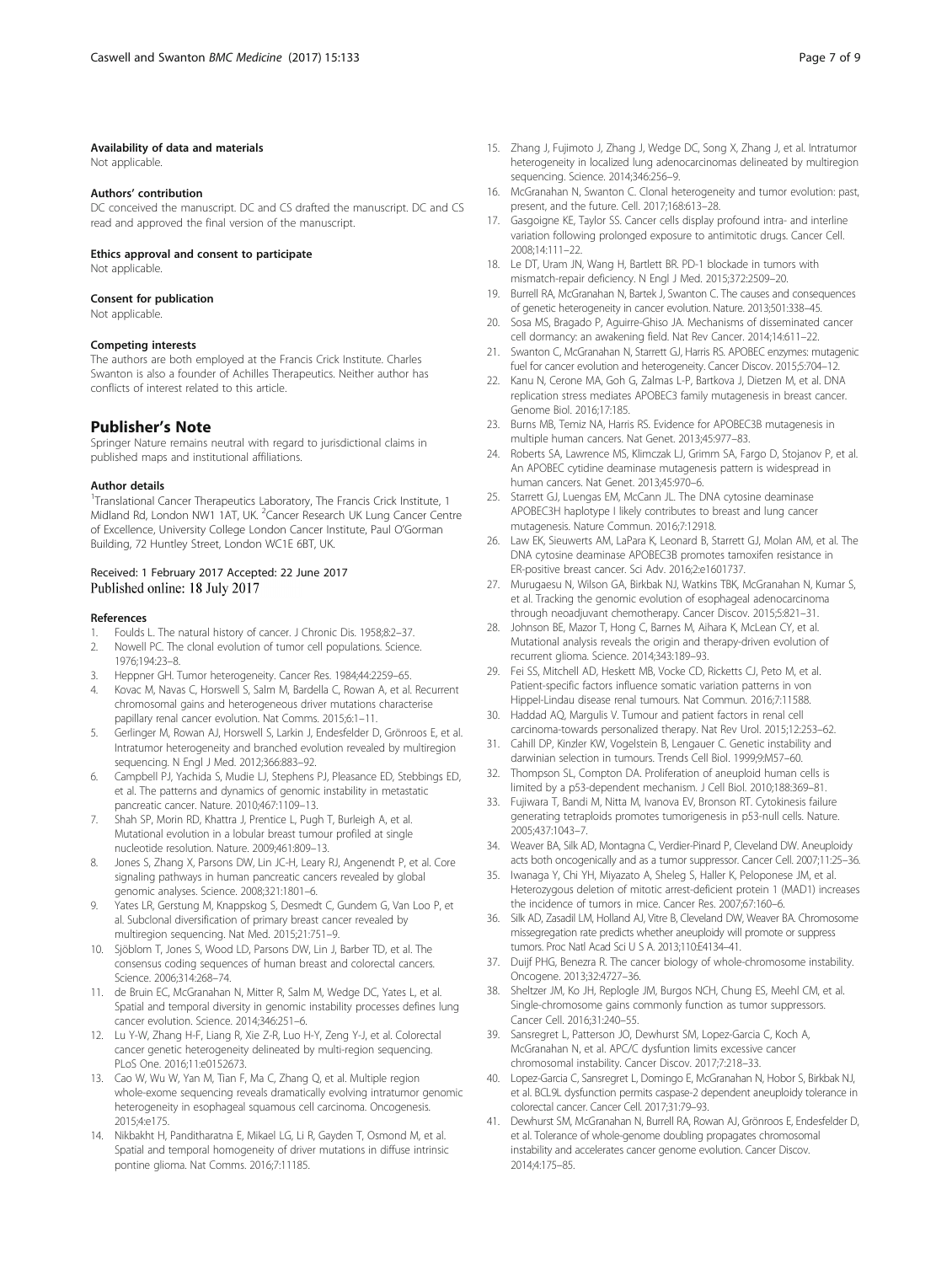#### Availability of data and materials

Not applicable.

#### Authors' contribution

DC conceived the manuscript. DC and CS drafted the manuscript. DC and CS read and approved the final version of the manuscript.

#### Ethics approval and consent to participate

Not applicable.

#### Consent for publication

Not applicable.

#### Competing interests

The authors are both employed at the Francis Crick Institute. Charles Swanton is also a founder of Achilles Therapeutics. Neither author has conflicts of interest related to this article.

## Publisher's Note

Springer Nature remains neutral with regard to jurisdictional claims in published maps and institutional affiliations.

#### Author details

[1]Translational Cancer Therapeutics Laboratory, The Francis Crick Institute, 1 Midland Rd, London NW1 1AT, UK. [2]Cancer Research UK Lung Cancer Centre of Excellence, University College London Cancer Institute, Paul O'Gorman Building, 72 Huntley Street, London WC1E 6BT, UK.

Received: 1 February 2017 Accepted: 22 June 2017
Published online: 18 July 2017

#### References

1. Foulds L. The natural history of cancer. J Chronic Dis. 1958;8:2–37.
2. Nowell PC. The clonal evolution of tumor cell populations. Science. 1976;194:23–8.
3. Heppner GH. Tumor heterogeneity. Cancer Res. 1984;44:2259–65.
4. Kovac M, Navas C, Horswell S, Salm M, Bardella C, Rowan A, et al. Recurrent chromosomal gains and heterogeneous driver mutations characterise papillary renal cancer evolution. Nat Comms. 2015;6:1–11.
5. Gerlinger M, Rowan AJ, Horswell S, Larkin J, Endesfelder D, Grönroos E, et al. Intratumor heterogeneity and branched evolution revealed by multiregion sequencing. N Engl J Med. 2012;366:883–92.
6. Campbell PJ, Yachida S, Mudie LJ, Stephens PJ, Pleasance ED, Stebbings ED, et al. The patterns and dynamics of genomic instability in metastatic pancreatic cancer. Nature. 2010;467:1109–13.
7. Shah SP, Morin RD, Khattra J, Prentice L, Pugh T, Burleigh A, et al. Mutational evolution in a lobular breast tumour profiled at single nucleotide resolution. Nature. 2009;461:809–13.
8. Jones S, Zhang X, Parsons DW, Lin JC-H, Leary RJ, Angenendt P, et al. Core signaling pathways in human pancreatic cancers revealed by global genomic analyses. Science. 2008;321:1801–6.
9. Yates LR, Gerstung M, Knappskog S, Desmedt C, Gundem G, Van Loo P, et al. Subclonal diversification of primary breast cancer revealed by multiregion sequencing. Nat Med. 2015;21:751–9.
10. Sjöblom T, Jones S, Wood LD, Parsons DW, Lin J, Barber TD, et al. The consensus coding sequences of human breast and colorectal cancers. Science. 2006;314:268–74.
11. de Bruin EC, McGranahan N, Mitter R, Salm M, Wedge DC, Yates L, et al. Spatial and temporal diversity in genomic instability processes defines lung cancer evolution. Science. 2014;346:251–6.
12. Lu Y-W, Zhang H-F, Liang R, Xie Z-R, Luo H-Y, Zeng Y-J, et al. Colorectal cancer genetic heterogeneity delineated by multi-region sequencing. PLoS One. 2016;11:e0152673.
13. Cao W, Wu W, Yan M, Tian F, Ma C, Zhang Q, et al. Multiple region whole-exome sequencing reveals dramatically evolving intratumor genomic heterogeneity in esophageal squamous cell carcinoma. Oncogenesis. 2015;4:e175.
14. Nikbakht H, Panditharatna E, Mikael LG, Li R, Gayden T, Osmond M, et al. Spatial and temporal homogeneity of driver mutations in diffuse intrinsic pontine glioma. Nat Comms. 2016;7:11185.
15. Zhang J, Fujimoto J, Zhang J, Wedge DC, Song X, Zhang J, et al. Intratumor heterogeneity in localized lung adenocarcinomas delineated by multiregion sequencing. Science. 2014;346:256–9.
16. McGranahan N, Swanton C. Clonal heterogeneity and tumor evolution: past, present, and the future. Cell. 2017;168:613–28.
17. Gasgoigne KE, Taylor SS. Cancer cells display profound intra- and interline variation following prolonged exposure to antimitotic drugs. Cancer Cell. 2008;14:111–22.
18. Le DT, Uram JN, Wang H, Bartlett BR. PD-1 blockade in tumors with mismatch-repair deficiency. N Engl J Med. 2015;372:2509–20.
19. Burrell RA, McGranahan N, Bartek J, Swanton C. The causes and consequences of genetic heterogeneity in cancer evolution. Nature. 2013;501:338–45.
20. Sosa MS, Bragado P, Aguirre-Ghiso JA. Mechanisms of disseminated cancer cell dormancy: an awakening field. Nat Rev Cancer. 2014;14:611–22.
21. Swanton C, McGranahan N, Starrett GJ, Harris RS. APOBEC enzymes: mutagenic fuel for cancer evolution and heterogeneity. Cancer Discov. 2015;5:704–12.
22. Kanu N, Cerone MA, Goh G, Zalmas L-P, Bartkova J, Dietzen M, et al. DNA replication stress mediates APOBEC3 family mutagenesis in breast cancer. Genome Biol. 2016;17:185.
23. Burns MB, Temiz NA, Harris RS. Evidence for APOBEC3B mutagenesis in multiple human cancers. Nat Genet. 2013;45:977–83.
24. Roberts SA, Lawrence MS, Klimczak LJ, Grimm SA, Fargo D, Stojanov P, et al. An APOBEC cytidine deaminase mutagenesis pattern is widespread in human cancers. Nat Genet. 2013;45:970–6.
25. Starrett GJ, Luengas EM, McCann JL. The DNA cytosine deaminase APOBEC3H haplotype I likely contributes to breast and lung cancer mutagenesis. Nature Commun. 2016;7:12918.
26. Law EK, Sieuwerts AM, LaPara K, Leonard B, Starrett GJ, Molan AM, et al. The DNA cytosine deaminase APOBEC3B promotes tamoxifen resistance in ER-positive breast cancer. Sci Adv. 2016;2:e1601737.
27. Murugaesu N, Wilson GA, Birkbak NJ, Watkins TBK, McGranahan N, Kumar S, et al. Tracking the genomic evolution of esophageal adenocarcinoma through neoadjuvant chemotherapy. Cancer Discov. 2015;5:821–31.
28. Johnson BE, Mazor T, Hong C, Barnes M, Aihara K, McLean CY, et al. Mutational analysis reveals the origin and therapy-driven evolution of recurrent glioma. Science. 2014;343:189–93.
29. Fei SS, Mitchell AD, Heskett MB, Vocke CD, Ricketts CJ, Peto M, et al. Patient-specific factors influence somatic variation patterns in von Hippel-Lindau disease renal tumours. Nat Commun. 2016;7:11588.
30. Haddad AQ, Margulis V. Tumour and patient factors in renal cell carcinoma-towards personalized therapy. Nat Rev Urol. 2015;12:253–62.
31. Cahill DP, Kinzler KW, Vogelstein B, Lengauer C. Genetic instability and darwinian selection in tumours. Trends Cell Biol. 1999;9:M57–60.
32. Thompson SL, Compton DA. Proliferation of aneuploid human cells is limited by a p53-dependent mechanism. J Cell Biol. 2010;188:369–81.
33. Fujiwara T, Bandi M, Nitta M, Ivanova EV, Bronson RT. Cytokinesis failure generating tetraploids promotes tumorigenesis in p53-null cells. Nature. 2005;437:1043–7.
34. Weaver BA, Silk AD, Montagna C, Verdier-Pinard P, Cleveland DW. Aneuploidy acts both oncogenically and as a tumor suppressor. Cancer Cell. 2007;11:25–36.
35. Iwanaga Y, Chi YH, Miyazato A, Sheleg S, Haller K, Peloponese JM, et al. Heterozygous deletion of mitotic arrest-deficient protein 1 (MAD1) increases the incidence of tumors in mice. Cancer Res. 2007;67:160–6.
36. Silk AD, Zasadil LM, Holland AJ, Vitre B, Cleveland DW, Weaver BA. Chromosome missegregation rate predicts whether aneuploidy will promote or suppress tumors. Proc Natl Acad Sci U S A. 2013;110:E4134–41.
37. Duijf PHG, Benezra R. The cancer biology of whole-chromosome instability. Oncogene. 2013;32:4727–36.
38. Sheltzer JM, Ko JH, Replogle JM, Burgos NCH, Chung ES, Meehl CM, et al. Single-chromosome gains commonly function as tumor suppressors. Cancer Cell. 2016;31:240–55.
39. Sansregret L, Patterson JO, Dewhurst SM, Lopez-Garcia C, Koch A, McGranahan N, et al. APC/C dysfuntion limits excessive cancer chromosomal instability. Cancer Discov. 2017;7:218–33.
40. Lopez-Garcia C, Sansregret L, Domingo E, McGranahan N, Hobor S, Birkbak NJ, et al. BCL9L dysfunction permits caspase-2 dependent aneuploidy tolerance in colorectal cancer. Cancer Cell. 2017;31:79–93.
41. Dewhurst SM, McGranahan N, Burrell RA, Rowan AJ, Grönroos E, Endesfelder D, et al. Tolerance of whole-genome doubling propagates chromosomal instability and accelerates cancer genome evolution. Cancer Discov. 2014;4:175–85.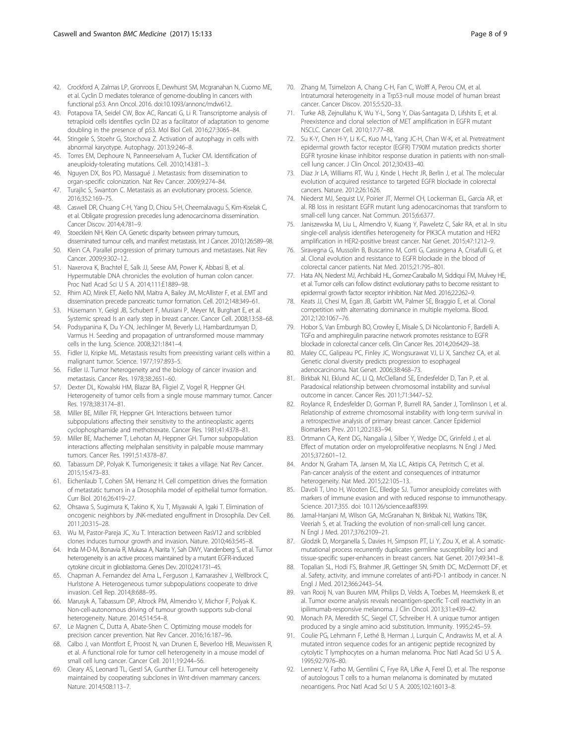42. Crockford A, Zalmas LP, Gronroos E, Dewhurst SM, Mcgranahan N, Cuomo ME, et al. Cyclin D mediates tolerance of genome-doubling in cancers with functional p53. Ann Oncol. 2016. doi:10.1093/annonc/mdw612.
43. Potapova TA, Seidel CW, Box AC, Rancati G, Li R. Transcriptome analysis of tetraploid cells identifies cyclin D2 as a facilitator of adaptation to genome doubling in the presence of p53. Mol Biol Cell. 2016;27:3065–84.
44. Stingele S, Stoehr G, Storchova Z. Activation of autophagy in cells with abnormal karyotype. Autophagy. 2013;9:246–8.
45. Torres EM, Dephoure N, Panneerselvam A, Tucker CM. Identification of aneuploidy-tolerating mutations. Cell. 2010;143:81–3.
46. Nguyen DX, Bos PD, Massagué J. Metastasis: from dissemination to organ-specific colonization. Nat Rev Cancer. 2009;9:274–84.
47. Turajlic S, Swanton C. Metastasis as an evolutionary process. Science. 2016;352:169–75.
48. Caswell DR, Chuang C-H, Yang D, Chiou S-H, Cheemalavagu S, Kim-Kiselak C, et al. Obligate progression precedes lung adenocarcinoma dissemination. Cancer Discov. 2014;4:781–9.
49. Stoecklein NH, Klein CA. Genetic disparity between primary tumours, disseminated tumour cells, and manifest metastasis. Int J Cancer. 2010;126:589–98.
50. Klein CA. Parallel progression of primary tumours and metastases. Nat Rev Cancer. 2009;9:302–12.
51. Naxerova K, Brachtel E, Salk JJ, Seese AM, Power K, Abbasi B, et al. Hypermutable DNA chronicles the evolution of human colon cancer. Proc Natl Acad Sci U S A. 2014;111:E1889–98.
52. Rhim AD, Mirek ET, Aiello NM, Maitra A, Bailey JM, McAllister F, et al. EMT and dissemination precede pancreatic tumor formation. Cell. 2012;148:349–61.
53. Hüsemann Y, Geigl JB, Schubert F, Musiani P, Meyer M, Burghart E, et al. Systemic spread Is an early step in breast cancer. Cancer Cell. 2008;13:58–68.
54. Podsypanina K, Du Y-CN, Jechlinger M, Beverly LJ, Hambardzumyan D, Varmus H. Seeding and propagation of untransformed mouse mammary cells in the lung. Science. 2008;321:1841–4.
55. Fidler IJ, Kripke ML. Metastasis results from preexisting variant cells within a malignant tumor. Science. 1977;197:893–5.
56. Fidler IJ. Tumor heterogeneity and the biology of cancer invasion and metastasis. Cancer Res. 1978;38:2651–60.
57. Dexter DL, Kowalski HM, Blazar BA, Fligiel Z, Vogel R, Heppner GH. Heterogeneity of tumor cells from a single mouse mammary tumor. Cancer Res. 1978;38:3174–81.
58. Miller BE, Miller FR, Heppner GH. Interactions between tumor subpopulations affecting their sensitivity to the antineoplastic agents cyclophosphamide and methotrexate. Cancer Res. 1981;41:4378–81.
59. Miller BE, Machemer T, Lehotan M, Heppner GH. Tumor subpopulation interactions affecting melphalan sensitivity in palpable mouse mammary tumors. Cancer Res. 1991;51:4378–87.
60. Tabassum DP, Polyak K. Tumorigenesis: it takes a village. Nat Rev Cancer. 2015;15:473–83.
61. Eichenlaub T, Cohen SM, Herranz H. Cell competition drives the formation of metastatic tumors in a Drosophila model of epithelial tumor formation. Curr Biol. 2016;26:419–27.
62. Ohsawa S, Sugimura K, Takino K, Xu T, Miyawaki A, Igaki T. Elimination of oncogenic neighbors by JNK-mediated engulfment in Drosophila. Dev Cell. 2011;20:315–28.
63. Wu M, Pastor-Pareja JC, Xu T. Interaction between RasV12 and scribbled clones induces tumour growth and invasion. Nature. 2010;463:545–8.
64. Inda M-D-M, Bonavia R, Mukasa A, Narita Y, Sah DWY, Vandenberg S, et al. Tumor heterogeneity is an active process maintained by a mutant EGFR-induced cytokine circuit in glioblastoma. Genes Dev. 2010;24:1731–45.
65. Chapman A. Fernandez del Ama L, Ferguson J, Kamarashev J, Wellbrock C, Hurlstone A. Heterogeneous tumor subpopulations cooperate to drive invasion. Cell Rep. 2014;8:688–95.
66. Marusyk A, Tabassum DP, Altrock PM, Almendro V, Michor F, Polyak K. Non-cell-autonomous driving of tumour growth supports sub-clonal heterogeneity. Nature. 2014;514:54–8.
67. Le Magnen C, Dutta A, Abate-Shen C. Optimizing mouse models for precision cancer prevention. Nat Rev Cancer. 2016;16:187–96.
68. Calbo J, van Montfort E, Proost N, van Drunen E, Beverloo HB, Meuwissen R, et al. A functional role for tumor cell heterogeneity in a mouse model of small cell lung cancer. Cancer Cell. 2011;19:244–56.
69. Cleary AS, Leonard TL, Gestl SA, Gunther EJ. Tumour cell heterogeneity maintained by cooperating subclones in Wnt-driven mammary cancers. Nature. 2014;508:113–7.
70. Zhang M, Tsimelzon A, Chang C-H, Fan C, Wolff A, Perou CM, et al. Intratumoral heterogeneity in a Trp53-null mouse model of human breast cancer. Cancer Discov. 2015;5:520–33.
71. Turke AB, Zejnullahu K, Wu Y-L, Song Y, Dias-Santagata D, Lifshits E, et al. Preexistence and clonal selection of MET amplification in EGFR mutant NSCLC. Cancer Cell. 2010;17:77–88.
72. Su K-Y, Chen H-Y, Li K-C, Kuo M-L, Yang JC-H, Chan W-K, et al. Pretreatment epidermal growth factor receptor (EGFR) T790M mutation predicts shorter EGFR tyrosine kinase inhibitor response duration in patients with non-small-cell lung cancer. J Clin Oncol. 2012;30:433–40.
73. Diaz Jr LA, Williams RT, Wu J, Kinde I, Hecht JR, Berlin J, et al. The molecular evolution of acquired resistance to targeted EGFR blockade in colorectal cancers. Nature. 2012;26:1626.
74. Niederst MJ, Sequist LV, Poirier JT, Mermel CH, Lockerman EL, Garcia AR, et al. RB loss in resistant EGFR mutant lung adenocarcinomas that transform to small-cell lung cancer. Nat Commun. 2015;6:6377.
75. Janiszewska M, Liu L, Almendro V, Kuang Y, Paweletz C, Sakr RA, et al. In situ single-cell analysis identifies heterogeneity for PIK3CA mutation and HER2 amplification in HER2-positive breast cancer. Nat Genet. 2015;47:1212–9.
76. Siravegna G, Mussolin B, Buscarino M, Corti G, Cassingena A, Crisafulli G, et al. Clonal evolution and resistance to EGFR blockade in the blood of colorectal cancer patients. Nat Med. 2015;21:795–801.
77. Hata AN, Niederst MJ, Archibald HL, Gomez-Caraballo M, Siddiqui FM, Mulvey HE, et al. Tumor cells can follow distinct evolutionary paths to become resistant to epidermal growth factor receptor inhibition. Nat Med. 2016;22:262–9.
78. Keats JJ, Chesi M, Egan JB, Garbitt VM, Palmer SE, Braggio E, et al. Clonal competition with alternating dominance in multiple myeloma. Blood. 2012;120:1067–76.
79. Hobor S, Van Emburgh BO, Crowley E, Misale S, Di Nicolantonio F, Bardelli A. TGFα and amphiregulin paracrine network promotes resistance to EGFR blockade in colorectal cancer cells. Clin Cancer Res. 2014;20:6429–38.
80. Maley CC, Galipeau PC, Finley JC, Wongsurawat VJ, Li X, Sanchez CA, et al. Genetic clonal diversity predicts progression to esophageal adenocarcinoma. Nat Genet. 2006;38:468–73.
81. Birkbak NJ, Eklund AC, Li Q, McClelland SE, Endesfelder D, Tan P, et al. Paradoxical relationship between chromosomal instability and survival outcome in cancer. Cancer Res. 2011;71:3447–52.
82. Roylance R, Endesfelder D, Gorman P, Burrell RA, Sander J, Tomlinson I, et al. Relationship of extreme chromosomal instability with long-term survival in a retrospective analysis of primary breast cancer. Cancer Epidemiol Biomarkers Prev. 2011;20:2183–94.
83. Ortmann CA, Kent DG, Nangalia J, Silber Y, Wedge DC, Grinfeld J, et al. Effect of mutation order on myeloproliferative neoplasms. N Engl J Med. 2015;372:601–12.
84. Andor N, Graham TA, Jansen M, Xia LC, Aktipis CA, Petritsch C, et al. Pan-cancer analysis of the extent and consequences of intratumor heterogeneity. Nat Med. 2015;22:105–13.
85. Davoli T, Uno H, Wooten EC, Elledge SJ. Tumor aneuploidy correlates with markers of immune evasion and with reduced response to immunotherapy. Science. 2017;355. doi: 10.1126/science.aaf8399.
86. Jamal-Hanjani M, Wilson GA, McGranahan N, Birkbak NJ, Watkins TBK, Veeriah S, et al. Tracking the evolution of non-small-cell lung cancer. N Engl J Med. 2017;376:2109–21.
87. Glodzik D, Morganella S, Davies H, Simpson PT, Li Y, Zou X, et al. A somatic-mutational process recurrently duplicates germline susceptibility loci and tissue-specific super-enhancers in breast cancers. Nat Genet. 2017;49:341–8.
88. Topalian SL, Hodi FS, Brahmer JR, Gettinger SN, Smith DC, McDermott DF, et al. Safety, activity, and immune correlates of anti-PD-1 antibody in cancer. N Engl J Med. 2012;366:2443–54.
89. van Rooij N, van Buuren MM, Philips D, Velds A, Toebes M, Heemskerk B, et al. Tumor exome analysis reveals neoantigen-specific T-cell reactivity in an ipilimumab-responsive melanoma. J Clin Oncol. 2013;31:e439–42.
90. Monach PA, Meredith SC, Siegel CT, Schreiber H. A unique tumor antigen produced by a single amino acid substitution. Immunity. 1995;2:45–59.
91. Coulie PG, Lehmann F, Lethé B, Herman J, Lurquin C, Andrawiss M, et al. A mutated intron sequence codes for an antigenic peptide recognized by cytolytic T lymphocytes on a human melanoma. Proc Natl Acad Sci U S A. 1995;92:7976–80.
92. Lennerz V, Fatho M, Gentilini C, Frye RA, Lifke A, Ferel D, et al. The response of autologous T cells to a human melanoma is dominated by mutated neoantigens. Proc Natl Acad Sci U S A. 2005;102:16013–8.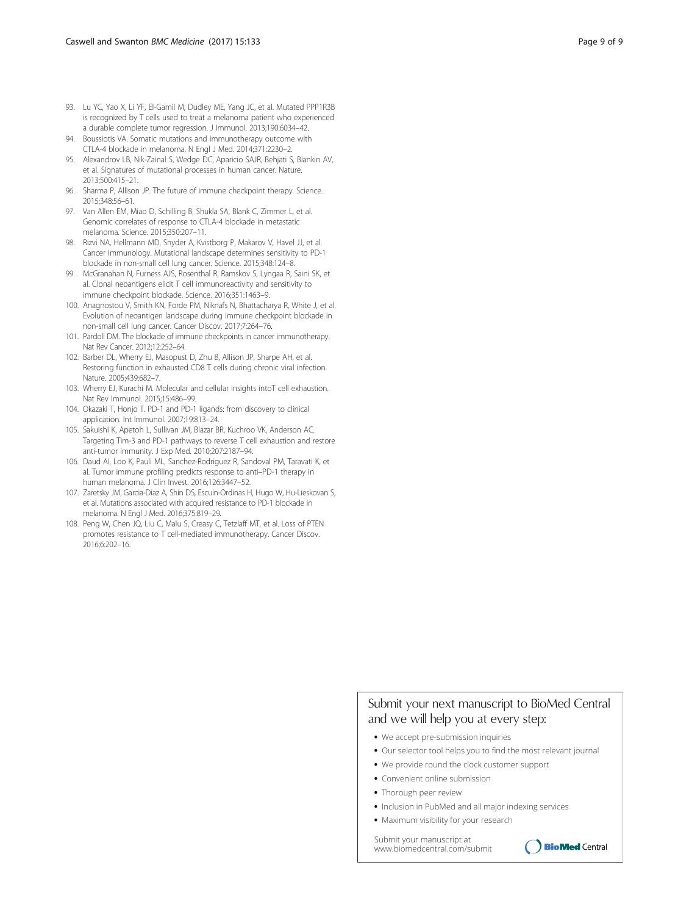93. Lu YC, Yao X, Li YF, El-Gamil M, Dudley ME, Yang JC, et al. Mutated PPP1R3B is recognized by T cells used to treat a melanoma patient who experienced a durable complete tumor regression. J Immunol. 2013;190:6034–42.
94. Boussiotis VA. Somatic mutations and immunotherapy outcome with CTLA-4 blockade in melanoma. N Engl J Med. 2014;371:2230–2.
95. Alexandrov LB, Nik-Zainal S, Wedge DC, Aparicio SAJR, Behjati S, Biankin AV, et al. Signatures of mutational processes in human cancer. Nature. 2013;500:415–21.
96. Sharma P, Allison JP. The future of immune checkpoint therapy. Science. 2015;348:56–61.
97. Van Allen EM, Miao D, Schilling B, Shukla SA, Blank C, Zimmer L, et al. Genomic correlates of response to CTLA-4 blockade in metastatic melanoma. Science. 2015;350:207–11.
98. Rizvi NA, Hellmann MD, Snyder A, Kvistborg P, Makarov V, Havel JJ, et al. Cancer immunology. Mutational landscape determines sensitivity to PD-1 blockade in non-small cell lung cancer. Science. 2015;348:124–8.
99. McGranahan N, Furness AJS, Rosenthal R, Ramskov S, Lyngaa R, Saini SK, et al. Clonal neoantigens elicit T cell immunoreactivity and sensitivity to immune checkpoint blockade. Science. 2016;351:1463–9.
100. Anagnostou V, Smith KN, Forde PM, Niknafs N, Bhattacharya R, White J, et al. Evolution of neoantigen landscape during immune checkpoint blockade in non-small cell lung cancer. Cancer Discov. 2017;7:264–76.
101. Pardoll DM. The blockade of immune checkpoints in cancer immunotherapy. Nat Rev Cancer. 2012;12:252–64.
102. Barber DL, Wherry EJ, Masopust D, Zhu B, Allison JP, Sharpe AH, et al. Restoring function in exhausted CD8 T cells during chronic viral infection. Nature. 2005;439:682–7.
103. Wherry EJ, Kurachi M. Molecular and cellular insights intoT cell exhaustion. Nat Rev Immunol. 2015;15:486–99.
104. Okazaki T, Honjo T. PD-1 and PD-1 ligands: from discovery to clinical application. Int Immunol. 2007;19:813–24.
105. Sakuishi K, Apetoh L, Sullivan JM, Blazar BR, Kuchroo VK, Anderson AC. Targeting Tim-3 and PD-1 pathways to reverse T cell exhaustion and restore anti-tumor immunity. J Exp Med. 2010;207:2187–94.
106. Daud AI, Loo K, Pauli ML, Sanchez-Rodriguez R, Sandoval PM, Taravati K, et al. Tumor immune profiling predicts response to anti–PD-1 therapy in human melanoma. J Clin Invest. 2016;126:3447–52.
107. Zaretsky JM, Garcia-Diaz A, Shin DS, Escuin-Ordinas H, Hugo W, Hu-Lieskovan S, et al. Mutations associated with acquired resistance to PD-1 blockade in melanoma. N Engl J Med. 2016;375:819–29.
108. Peng W, Chen JQ, Liu C, Malu S, Creasy C, Tetzlaff MT, et al. Loss of PTEN promotes resistance to T cell-mediated immunotherapy. Cancer Discov. 2016;6:202–16.

Submit your next manuscript to BioMed Central and we will help you at every step:

- We accept pre-submission inquiries
- Our selector tool helps you to find the most relevant journal
- We provide round the clock customer support
- Convenient online submission
- Thorough peer review
- Inclusion in PubMed and all major indexing services
- Maximum visibility for your research

Submit your manuscript at
www.biomedcentral.com/submit

BioMed Central